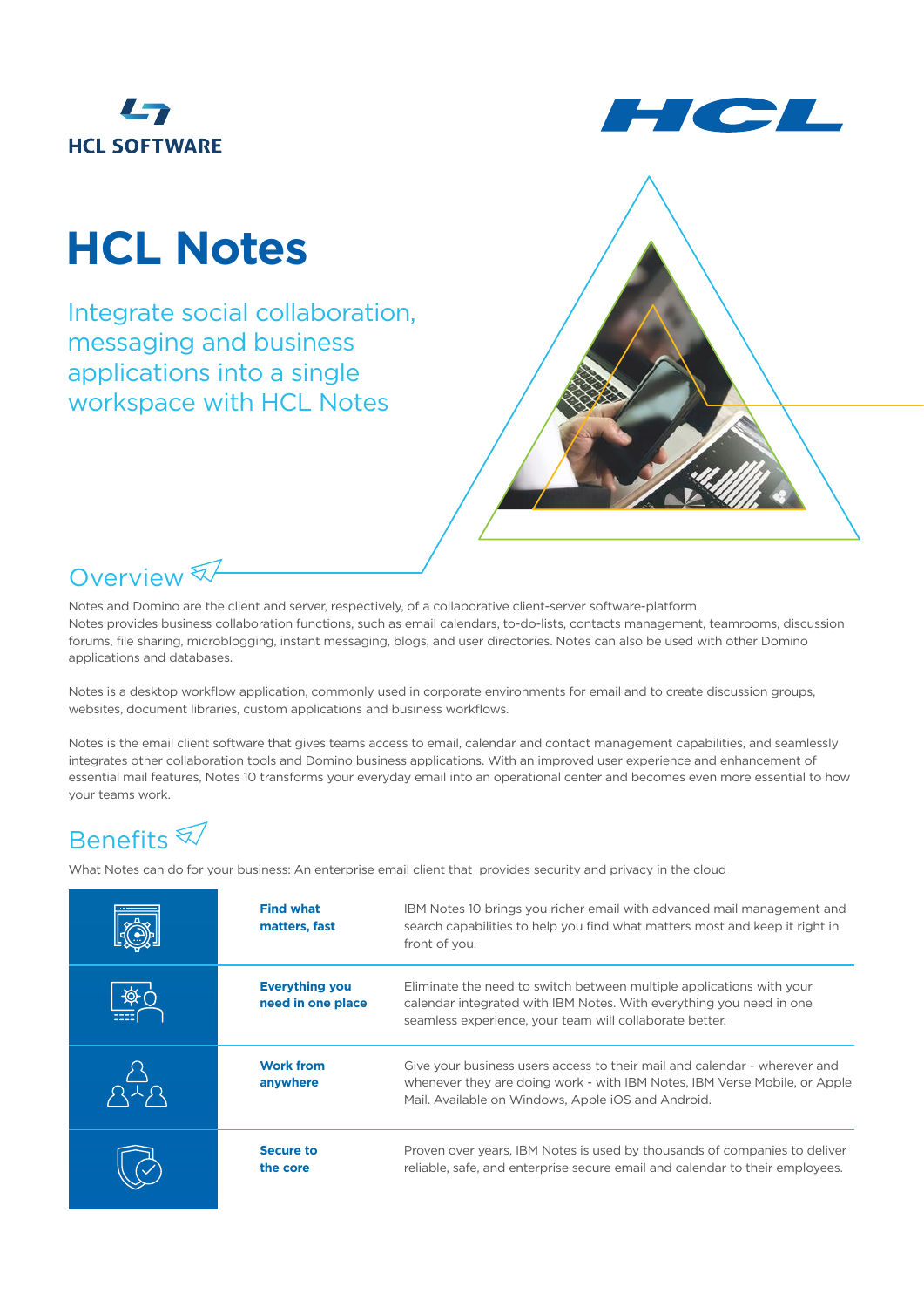HCL SOFTWARE

HCL

# HCL Notes

Integrate social collaboration, messaging and business applications into a single workspace with HCL Notes

## Overview

Notes and Domino are the client and server, respectively, of a collaborative client-server software-platform. Notes provides business collaboration functions, such as email calendars, to-do-lists, contacts management, teamrooms, discussion forums, file sharing, microblogging, instant messaging, blogs, and user directories. Notes can also be used with other Domino applications and databases.

Notes is a desktop workflow application, commonly used in corporate environments for email and to create discussion groups, websites, document libraries, custom applications and business workflows.

Notes is the email client software that gives teams access to email, calendar and contact management capabilities, and seamlessly integrates other collaboration tools and Domino business applications. With an improved user experience and enhancement of essential mail features, Notes 10 transforms your everyday email into an operational center and becomes even more essential to how your teams work.

## Benefits

What Notes can do for your business: An enterprise email client that provides security and privacy in the cloud

| | | |
|---|---|---|
| | **Find what matters, fast** | IBM Notes 10 brings you richer email with advanced mail management and search capabilities to help you find what matters most and keep it right in front of you. |
| | **Everything you need in one place** | Eliminate the need to switch between multiple applications with your calendar integrated with IBM Notes. With everything you need in one seamless experience, your team will collaborate better. |
| | **Work from anywhere** | Give your business users access to their mail and calendar - wherever and whenever they are doing work - with IBM Notes, IBM Verse Mobile, or Apple Mail. Available on Windows, Apple iOS and Android. |
| | **Secure to the core** | Proven over years, IBM Notes is used by thousands of companies to deliver reliable, safe, and enterprise secure email and calendar to their employees. |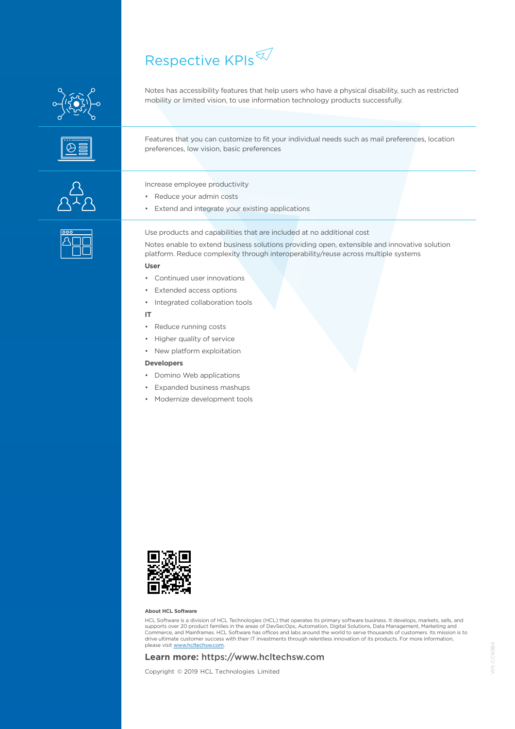# Respective KPIs

Notes has accessibility features that help users who have a physical disability, such as restricted mobility or limited vision, to use information technology products successfully.

Features that you can customize to fit your individual needs such as mail preferences, location preferences, low vision, basic preferences

Increase employee productivity

- Reduce your admin costs
- Extend and integrate your existing applications

Use products and capabilities that are included at no additional cost

Notes enable to extend business solutions providing open, extensible and innovative solution platform. Reduce complexity through interoperability/reuse across multiple systems

**User**

- Continued user innovations
- Extended access options
- Integrated collaboration tools

**IT**

- Reduce running costs
- Higher quality of service
- New platform exploitation

**Developers**

- Domino Web applications
- Expanded business mashups
- Modernize development tools

**About HCL Software**

HCL Software is a division of HCL Technologies (HCL) that operates its primary software business. It develops, markets, sells, and supports over 20 product families in the areas of DevSecOps, Automation, Digital Solutions, Data Management, Marketing and Commerce, and Mainframes. HCL Software has offices and labs around the world to serve thousands of customers. Its mission is to drive ultimate customer success with their IT investments through relentless innovation of its products. For more information, please visit www.hcltechsw.com.

**Learn more: https://www.hcltechsw.com**

Copyright © 2019 HCL Technologies Limited

WX-CC6984